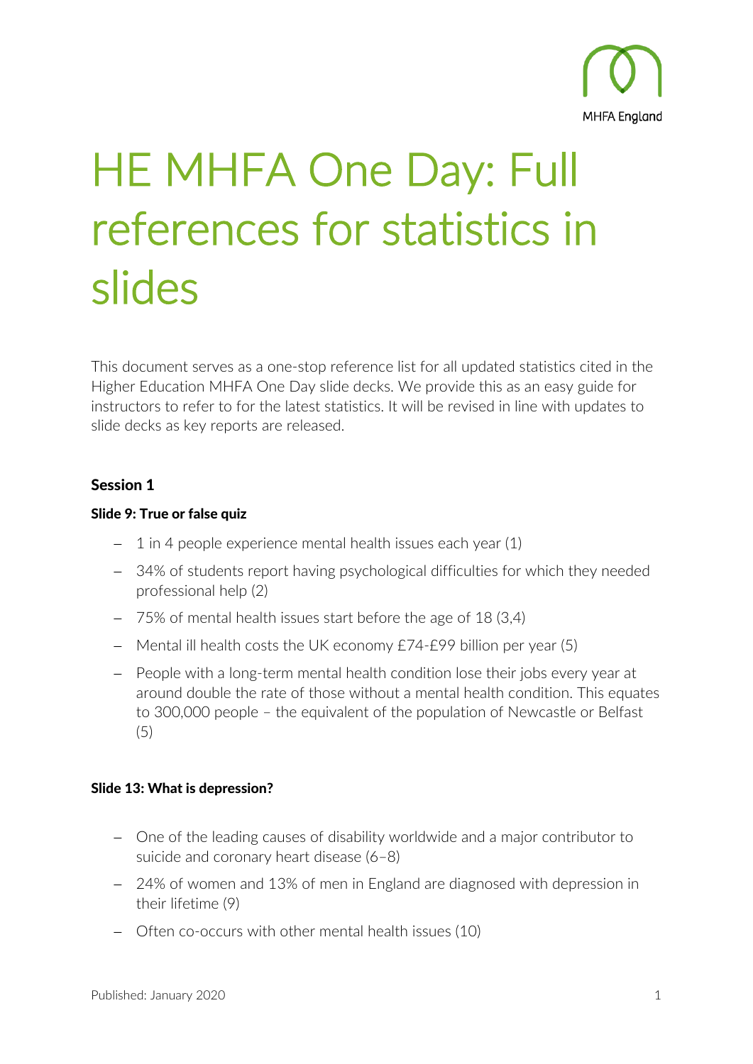# HE MHFA One Day: Full references for statistics in slides

This document serves as a one-stop reference list for all updated statistics cited in the Higher Education MHFA One Day slide decks. We provide this as an easy guide for instructors to refer to for the latest statistics. It will be revised in line with updates to slide decks as key reports are released.

### Session 1

#### Slide 9: True or false quiz

- 1 in 4 people experience mental health issues each year (1)
- 34% of students report having psychological difficulties for which they needed professional help (2)
- 75% of mental health issues start before the age of 18 (3,4)
- Mental ill health costs the UK economy £74-£99 billion per year (5)
- People with a long-term mental health condition lose their jobs every year at around double the rate of those without a mental health condition. This equates to 300,000 people – the equivalent of the population of Newcastle or Belfast (5)

#### Slide 13: What is depression?

- One of the leading causes of disability worldwide and a major contributor to suicide and coronary heart disease (6–8)
- 24% of women and 13% of men in England are diagnosed with depression in their lifetime (9)
- Often co-occurs with other mental health issues (10)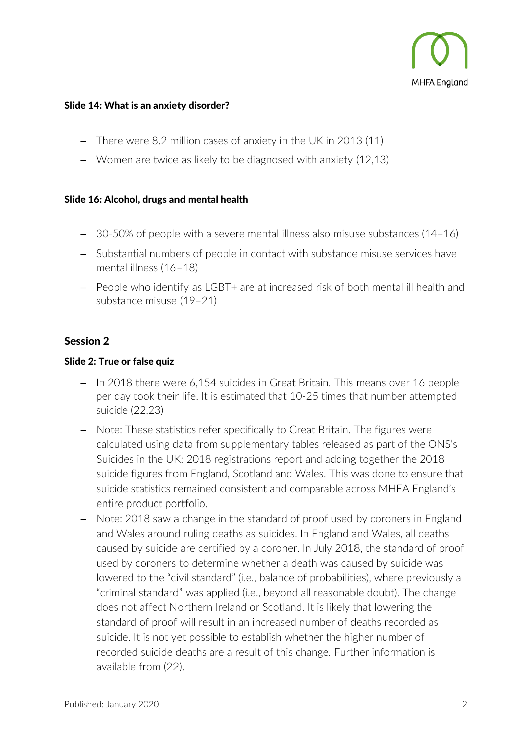**Slide 14: What is an anxiety disorder?**

- There were 8.2 million cases of anxiety in the UK in 2013 (11)
- Women are twice as likely to be diagnosed with anxiety (12,13)

**Slide 16: Alcohol, drugs and mental health**

- 30-50% of people with a severe mental illness also misuse substances (14–16)
- Substantial numbers of people in contact with substance misuse services have mental illness (16–18)
- People who identify as LGBT+ are at increased risk of both mental ill health and substance misuse (19–21)

## Session 2

**Slide 2: True or false quiz**

- In 2018 there were 6,154 suicides in Great Britain. This means over 16 people per day took their life. It is estimated that 10-25 times that number attempted suicide (22,23)
- Note: These statistics refer specifically to Great Britain. The figures were calculated using data from supplementary tables released as part of the ONS's Suicides in the UK: 2018 registrations report and adding together the 2018 suicide figures from England, Scotland and Wales. This was done to ensure that suicide statistics remained consistent and comparable across MHFA England's entire product portfolio.
- Note: 2018 saw a change in the standard of proof used by coroners in England and Wales around ruling deaths as suicides. In England and Wales, all deaths caused by suicide are certified by a coroner. In July 2018, the standard of proof used by coroners to determine whether a death was caused by suicide was lowered to the "civil standard" (i.e., balance of probabilities), where previously a "criminal standard" was applied (i.e., beyond all reasonable doubt). The change does not affect Northern Ireland or Scotland. It is likely that lowering the standard of proof will result in an increased number of deaths recorded as suicide. It is not yet possible to establish whether the higher number of recorded suicide deaths are a result of this change. Further information is available from (22).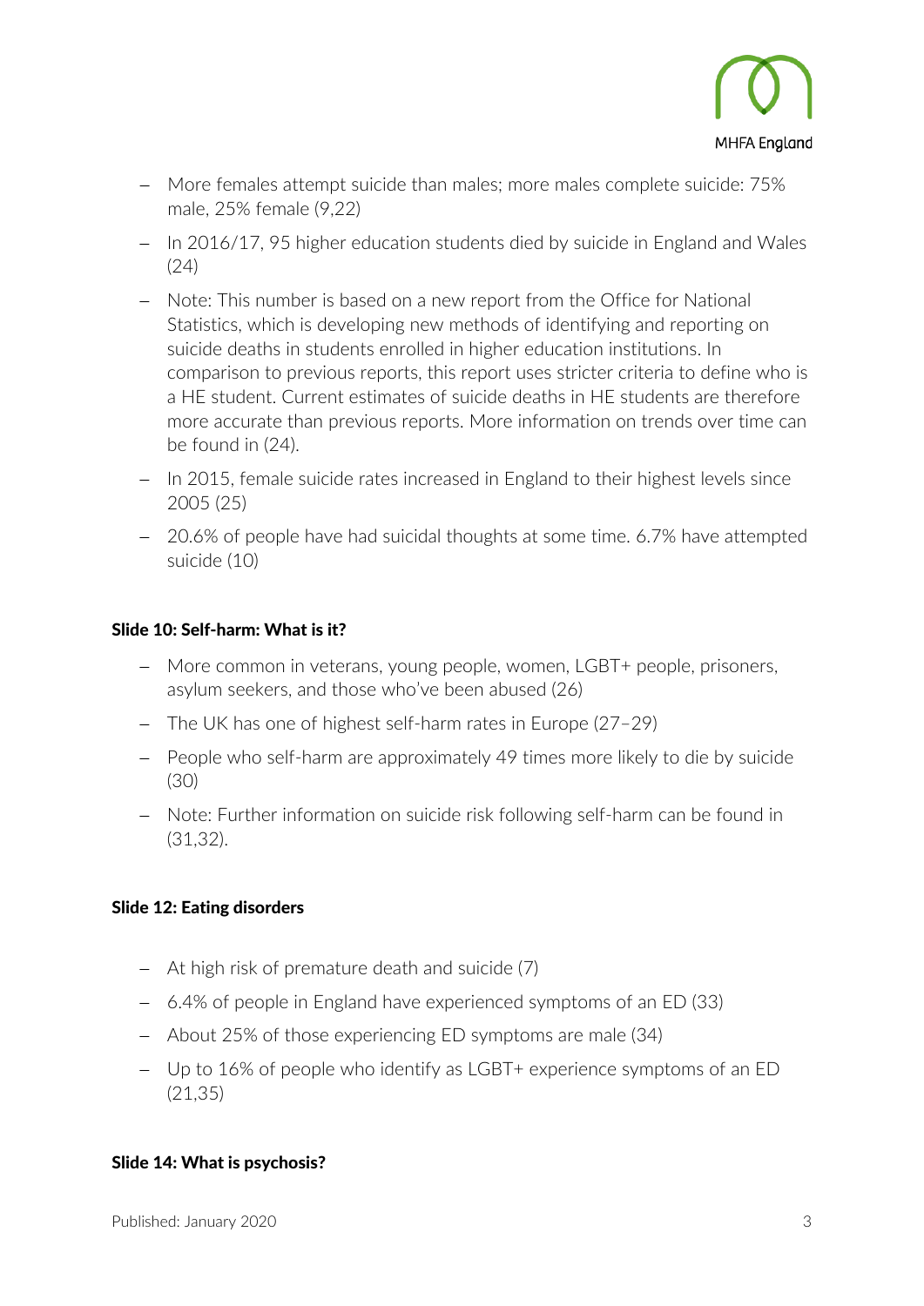- More females attempt suicide than males; more males complete suicide: 75% male, 25% female (9,22)
- In 2016/17, 95 higher education students died by suicide in England and Wales (24)
- Note: This number is based on a new report from the Office for National Statistics, which is developing new methods of identifying and reporting on suicide deaths in students enrolled in higher education institutions. In comparison to previous reports, this report uses stricter criteria to define who is a HE student. Current estimates of suicide deaths in HE students are therefore more accurate than previous reports. More information on trends over time can be found in (24).
- In 2015, female suicide rates increased in England to their highest levels since 2005 (25)
- 20.6% of people have had suicidal thoughts at some time. 6.7% have attempted suicide (10)

**Slide 10: Self-harm: What is it?**

- More common in veterans, young people, women, LGBT+ people, prisoners, asylum seekers, and those who've been abused (26)
- The UK has one of highest self-harm rates in Europe (27–29)
- People who self-harm are approximately 49 times more likely to die by suicide (30)
- Note: Further information on suicide risk following self-harm can be found in (31,32).

**Slide 12: Eating disorders**

- At high risk of premature death and suicide (7)
- 6.4% of people in England have experienced symptoms of an ED (33)
- About 25% of those experiencing ED symptoms are male (34)
- Up to 16% of people who identify as LGBT+ experience symptoms of an ED (21,35)

**Slide 14: What is psychosis?**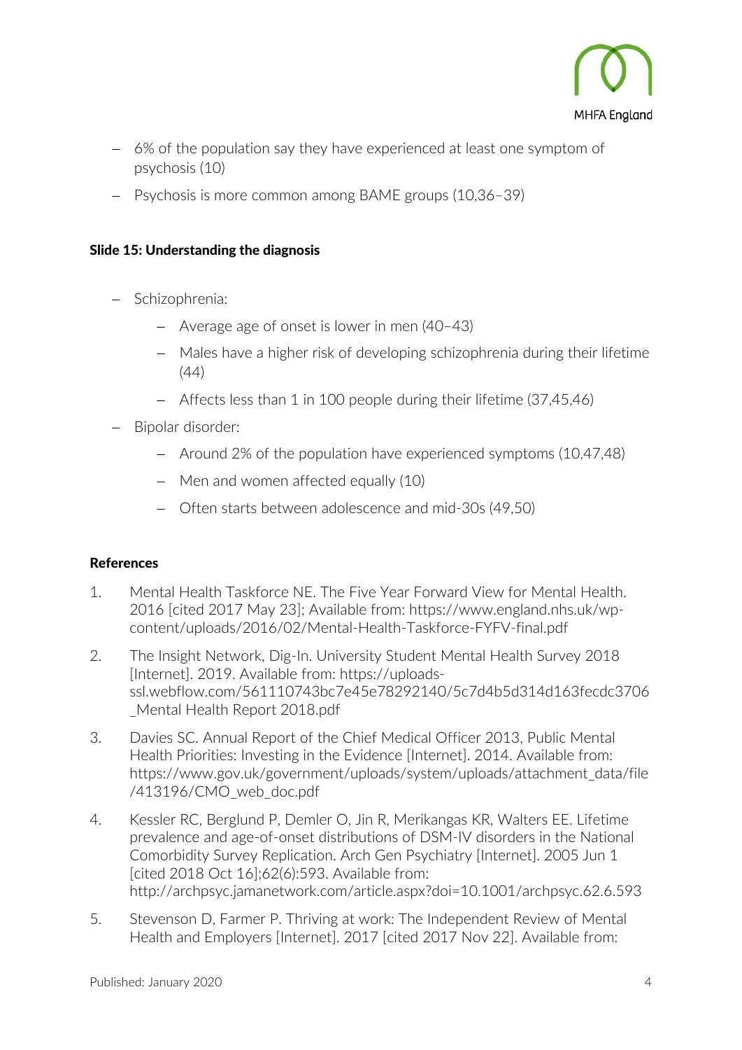- 6% of the population say they have experienced at least one symptom of psychosis (10)
- Psychosis is more common among BAME groups (10,36–39)

**Slide 15: Understanding the diagnosis**

- Schizophrenia:
  - Average age of onset is lower in men (40–43)
  - Males have a higher risk of developing schizophrenia during their lifetime (44)
  - Affects less than 1 in 100 people during their lifetime (37,45,46)
- Bipolar disorder:
  - Around 2% of the population have experienced symptoms (10,47,48)
  - Men and women affected equally (10)
  - Often starts between adolescence and mid-30s (49,50)

**References**

1. Mental Health Taskforce NE. The Five Year Forward View for Mental Health. 2016 [cited 2017 May 23]; Available from: https://www.england.nhs.uk/wp-content/uploads/2016/02/Mental-Health-Taskforce-FYFV-final.pdf
2. The Insight Network, Dig-In. University Student Mental Health Survey 2018 [Internet]. 2019. Available from: https://uploads-ssl.webflow.com/561110743bc7e45e78292140/5c7d4b5d314d163fecdc3706_Mental Health Report 2018.pdf
3. Davies SC. Annual Report of the Chief Medical Officer 2013, Public Mental Health Priorities: Investing in the Evidence [Internet]. 2014. Available from: https://www.gov.uk/government/uploads/system/uploads/attachment_data/file/413196/CMO_web_doc.pdf
4. Kessler RC, Berglund P, Demler O, Jin R, Merikangas KR, Walters EE. Lifetime prevalence and age-of-onset distributions of DSM-IV disorders in the National Comorbidity Survey Replication. Arch Gen Psychiatry [Internet]. 2005 Jun 1 [cited 2018 Oct 16];62(6):593. Available from: http://archpsyc.jamanetwork.com/article.aspx?doi=10.1001/archpsyc.62.6.593
5. Stevenson D, Farmer P. Thriving at work: The Independent Review of Mental Health and Employers [Internet]. 2017 [cited 2017 Nov 22]. Available from: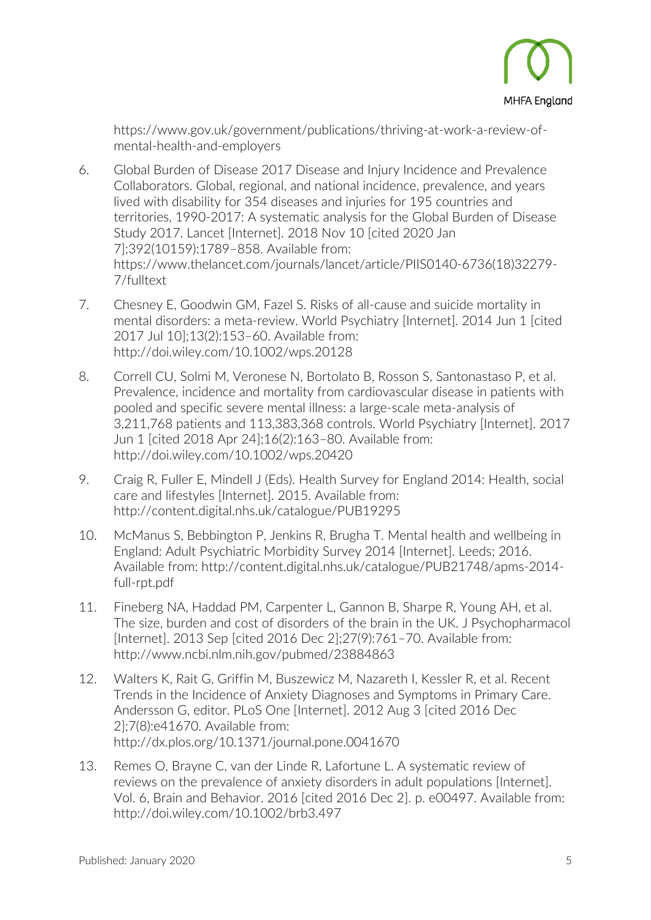https://www.gov.uk/government/publications/thriving-at-work-a-review-of-mental-health-and-employers

6. Global Burden of Disease 2017 Disease and Injury Incidence and Prevalence Collaborators. Global, regional, and national incidence, prevalence, and years lived with disability for 354 diseases and injuries for 195 countries and territories, 1990-2017: A systematic analysis for the Global Burden of Disease Study 2017. Lancet [Internet]. 2018 Nov 10 [cited 2020 Jan 7];392(10159):1789–858. Available from: https://www.thelancet.com/journals/lancet/article/PIIS0140-6736(18)32279-7/fulltext

7. Chesney E, Goodwin GM, Fazel S. Risks of all-cause and suicide mortality in mental disorders: a meta-review. World Psychiatry [Internet]. 2014 Jun 1 [cited 2017 Jul 10];13(2):153–60. Available from: http://doi.wiley.com/10.1002/wps.20128

8. Correll CU, Solmi M, Veronese N, Bortolato B, Rosson S, Santonastaso P, et al. Prevalence, incidence and mortality from cardiovascular disease in patients with pooled and specific severe mental illness: a large-scale meta-analysis of 3,211,768 patients and 113,383,368 controls. World Psychiatry [Internet]. 2017 Jun 1 [cited 2018 Apr 24];16(2):163–80. Available from: http://doi.wiley.com/10.1002/wps.20420

9. Craig R, Fuller E, Mindell J (Eds). Health Survey for England 2014: Health, social care and lifestyles [Internet]. 2015. Available from: http://content.digital.nhs.uk/catalogue/PUB19295

10. McManus S, Bebbington P, Jenkins R, Brugha T. Mental health and wellbeing in England: Adult Psychiatric Morbidity Survey 2014 [Internet]. Leeds; 2016. Available from: http://content.digital.nhs.uk/catalogue/PUB21748/apms-2014-full-rpt.pdf

11. Fineberg NA, Haddad PM, Carpenter L, Gannon B, Sharpe R, Young AH, et al. The size, burden and cost of disorders of the brain in the UK. J Psychopharmacol [Internet]. 2013 Sep [cited 2016 Dec 2];27(9):761–70. Available from: http://www.ncbi.nlm.nih.gov/pubmed/23884863

12. Walters K, Rait G, Griffin M, Buszewicz M, Nazareth I, Kessler R, et al. Recent Trends in the Incidence of Anxiety Diagnoses and Symptoms in Primary Care. Andersson G, editor. PLoS One [Internet]. 2012 Aug 3 [cited 2016 Dec 2];7(8):e41670. Available from: http://dx.plos.org/10.1371/journal.pone.0041670

13. Remes O, Brayne C, van der Linde R, Lafortune L. A systematic review of reviews on the prevalence of anxiety disorders in adult populations [Internet]. Vol. 6, Brain and Behavior. 2016 [cited 2016 Dec 2]. p. e00497. Available from: http://doi.wiley.com/10.1002/brb3.497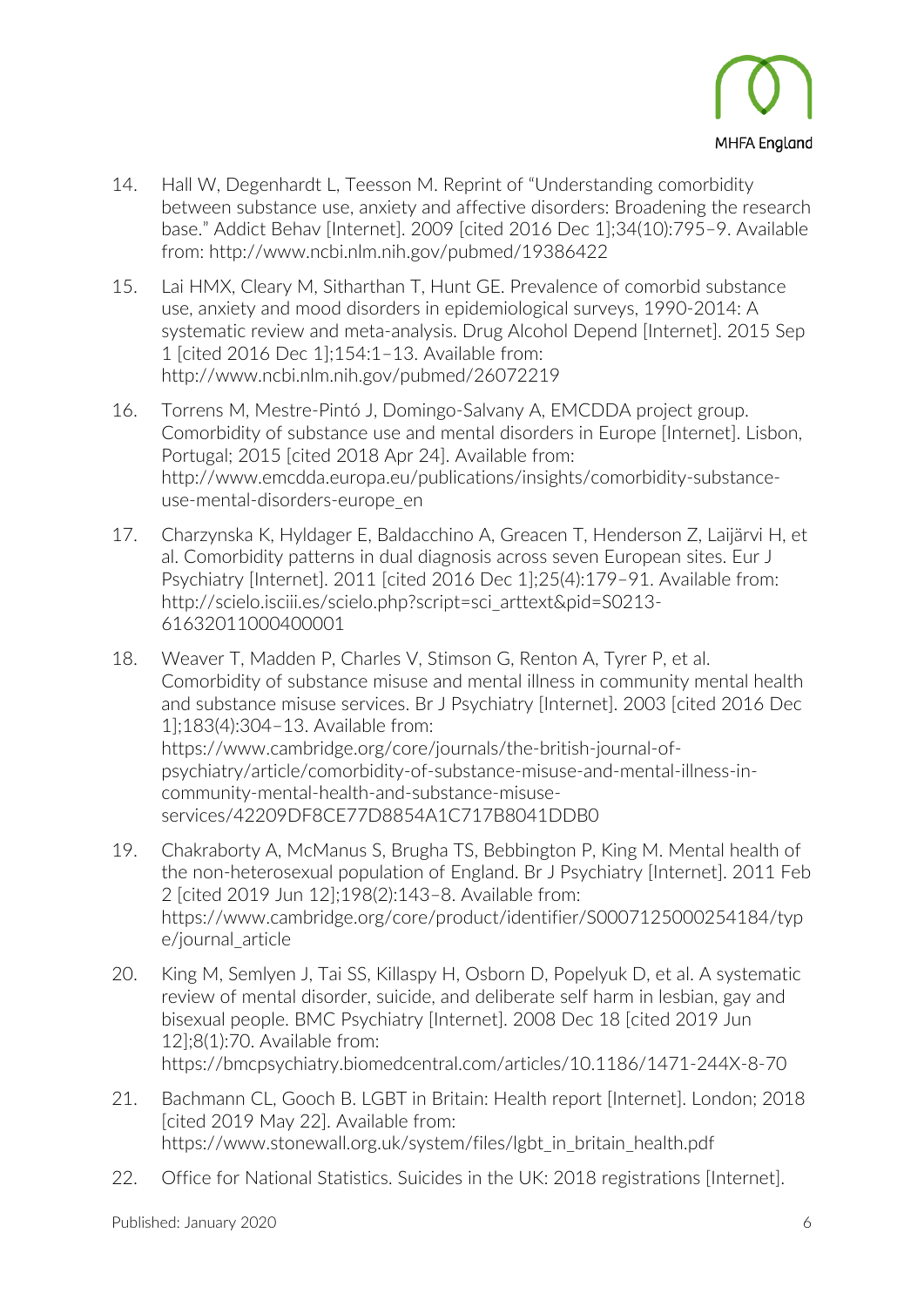14. Hall W, Degenhardt L, Teesson M. Reprint of "Understanding comorbidity between substance use, anxiety and affective disorders: Broadening the research base." Addict Behav [Internet]. 2009 [cited 2016 Dec 1];34(10):795–9. Available from: http://www.ncbi.nlm.nih.gov/pubmed/19386422

15. Lai HMX, Cleary M, Sitharthan T, Hunt GE. Prevalence of comorbid substance use, anxiety and mood disorders in epidemiological surveys, 1990-2014: A systematic review and meta-analysis. Drug Alcohol Depend [Internet]. 2015 Sep 1 [cited 2016 Dec 1];154:1–13. Available from: http://www.ncbi.nlm.nih.gov/pubmed/26072219

16. Torrens M, Mestre-Pintó J, Domingo-Salvany A, EMCDDA project group. Comorbidity of substance use and mental disorders in Europe [Internet]. Lisbon, Portugal; 2015 [cited 2018 Apr 24]. Available from: http://www.emcdda.europa.eu/publications/insights/comorbidity-substance-use-mental-disorders-europe_en

17. Charzynska K, Hyldager E, Baldacchino A, Greacen T, Henderson Z, Laijärvi H, et al. Comorbidity patterns in dual diagnosis across seven European sites. Eur J Psychiatry [Internet]. 2011 [cited 2016 Dec 1];25(4):179–91. Available from: http://scielo.isciii.es/scielo.php?script=sci_arttext&pid=S0213-61632011000400001

18. Weaver T, Madden P, Charles V, Stimson G, Renton A, Tyrer P, et al. Comorbidity of substance misuse and mental illness in community mental health and substance misuse services. Br J Psychiatry [Internet]. 2003 [cited 2016 Dec 1];183(4):304–13. Available from: https://www.cambridge.org/core/journals/the-british-journal-of-psychiatry/article/comorbidity-of-substance-misuse-and-mental-illness-in-community-mental-health-and-substance-misuse-services/42209DF8CE77D8854A1C717B8041DDB0

19. Chakraborty A, McManus S, Brugha TS, Bebbington P, King M. Mental health of the non-heterosexual population of England. Br J Psychiatry [Internet]. 2011 Feb 2 [cited 2019 Jun 12];198(2):143–8. Available from: https://www.cambridge.org/core/product/identifier/S0007125000254184/type/journal_article

20. King M, Semlyen J, Tai SS, Killaspy H, Osborn D, Popelyuk D, et al. A systematic review of mental disorder, suicide, and deliberate self harm in lesbian, gay and bisexual people. BMC Psychiatry [Internet]. 2008 Dec 18 [cited 2019 Jun 12];8(1):70. Available from: https://bmcpsychiatry.biomedcentral.com/articles/10.1186/1471-244X-8-70

21. Bachmann CL, Gooch B. LGBT in Britain: Health report [Internet]. London; 2018 [cited 2019 May 22]. Available from: https://www.stonewall.org.uk/system/files/lgbt_in_britain_health.pdf

22. Office for National Statistics. Suicides in the UK: 2018 registrations [Internet].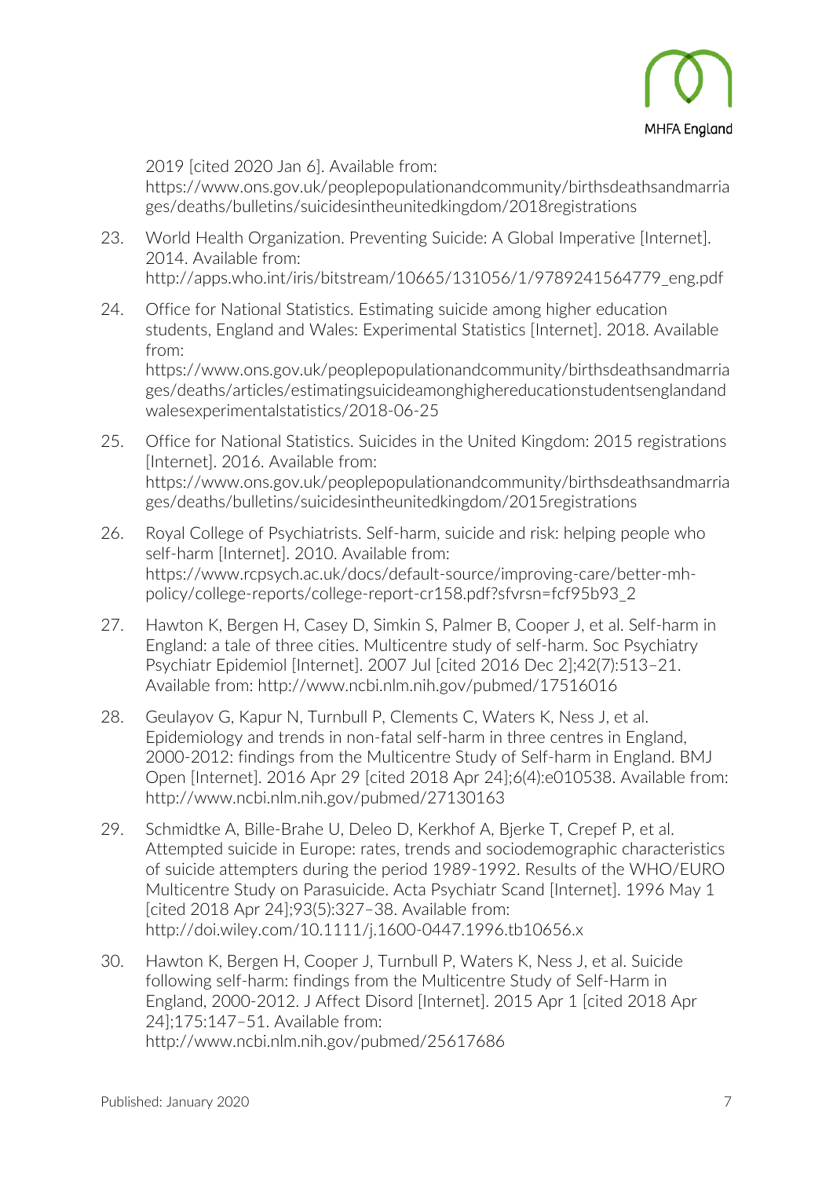2019 [cited 2020 Jan 6]. Available from: https://www.ons.gov.uk/peoplepopulationandcommunity/birthsdeathsandmarriages/deaths/bulletins/suicidesintheunitedkingdom/2018registrations

23. World Health Organization. Preventing Suicide: A Global Imperative [Internet]. 2014. Available from: http://apps.who.int/iris/bitstream/10665/131056/1/9789241564779_eng.pdf

24. Office for National Statistics. Estimating suicide among higher education students, England and Wales: Experimental Statistics [Internet]. 2018. Available from: https://www.ons.gov.uk/peoplepopulationandcommunity/birthsdeathsandmarriages/deaths/articles/estimatingsuicideamonghighereducationstudentsenglandandwalesexperimentalstatistics/2018-06-25

25. Office for National Statistics. Suicides in the United Kingdom: 2015 registrations [Internet]. 2016. Available from: https://www.ons.gov.uk/peoplepopulationandcommunity/birthsdeathsandmarriages/deaths/bulletins/suicidesintheunitedkingdom/2015registrations

26. Royal College of Psychiatrists. Self-harm, suicide and risk: helping people who self-harm [Internet]. 2010. Available from: https://www.rcpsych.ac.uk/docs/default-source/improving-care/better-mh-policy/college-reports/college-report-cr158.pdf?sfvrsn=fcf95b93_2

27. Hawton K, Bergen H, Casey D, Simkin S, Palmer B, Cooper J, et al. Self-harm in England: a tale of three cities. Multicentre study of self-harm. Soc Psychiatry Psychiatr Epidemiol [Internet]. 2007 Jul [cited 2016 Dec 2];42(7):513–21. Available from: http://www.ncbi.nlm.nih.gov/pubmed/17516016

28. Geulayov G, Kapur N, Turnbull P, Clements C, Waters K, Ness J, et al. Epidemiology and trends in non-fatal self-harm in three centres in England, 2000-2012: findings from the Multicentre Study of Self-harm in England. BMJ Open [Internet]. 2016 Apr 29 [cited 2018 Apr 24];6(4):e010538. Available from: http://www.ncbi.nlm.nih.gov/pubmed/27130163

29. Schmidtke A, Bille-Brahe U, Deleo D, Kerkhof A, Bjerke T, Crepef P, et al. Attempted suicide in Europe: rates, trends and sociodemographic characteristics of suicide attempters during the period 1989-1992. Results of the WHO/EURO Multicentre Study on Parasuicide. Acta Psychiatr Scand [Internet]. 1996 May 1 [cited 2018 Apr 24];93(5):327–38. Available from: http://doi.wiley.com/10.1111/j.1600-0447.1996.tb10656.x

30. Hawton K, Bergen H, Cooper J, Turnbull P, Waters K, Ness J, et al. Suicide following self-harm: findings from the Multicentre Study of Self-Harm in England, 2000-2012. J Affect Disord [Internet]. 2015 Apr 1 [cited 2018 Apr 24];175:147–51. Available from: http://www.ncbi.nlm.nih.gov/pubmed/25617686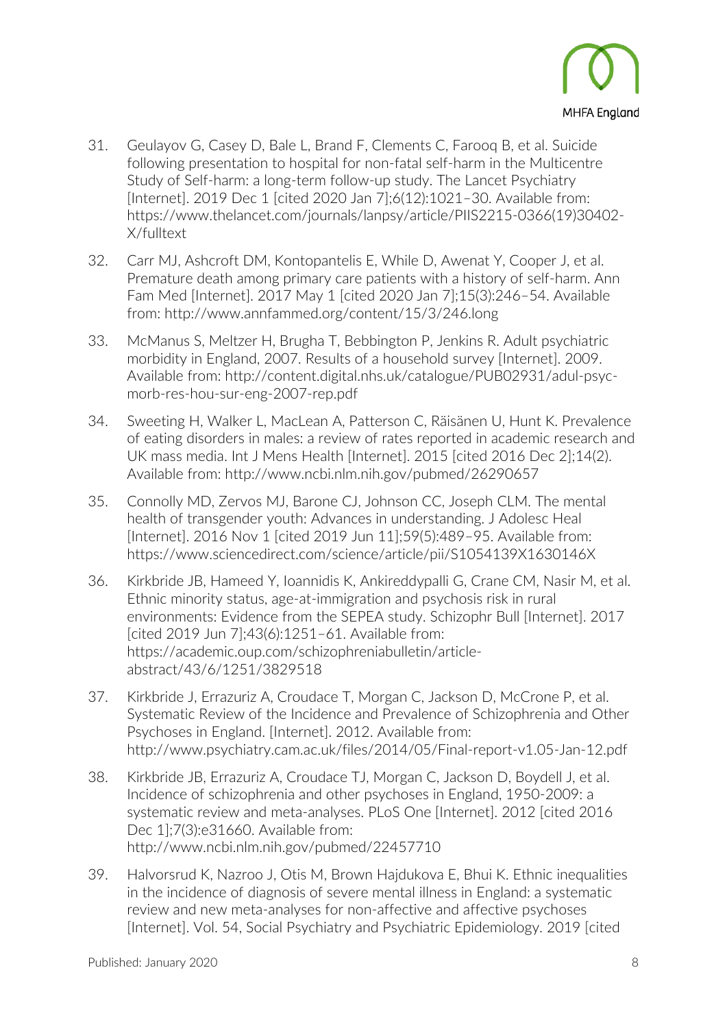31. Geulayov G, Casey D, Bale L, Brand F, Clements C, Farooq B, et al. Suicide following presentation to hospital for non-fatal self-harm in the Multicentre Study of Self-harm: a long-term follow-up study. The Lancet Psychiatry [Internet]. 2019 Dec 1 [cited 2020 Jan 7];6(12):1021–30. Available from: https://www.thelancet.com/journals/lanpsy/article/PIIS2215-0366(19)30402-X/fulltext

32. Carr MJ, Ashcroft DM, Kontopantelis E, While D, Awenat Y, Cooper J, et al. Premature death among primary care patients with a history of self-harm. Ann Fam Med [Internet]. 2017 May 1 [cited 2020 Jan 7];15(3):246–54. Available from: http://www.annfammed.org/content/15/3/246.long

33. McManus S, Meltzer H, Brugha T, Bebbington P, Jenkins R. Adult psychiatric morbidity in England, 2007. Results of a household survey [Internet]. 2009. Available from: http://content.digital.nhs.uk/catalogue/PUB02931/adul-psyc-morb-res-hou-sur-eng-2007-rep.pdf

34. Sweeting H, Walker L, MacLean A, Patterson C, Räisänen U, Hunt K. Prevalence of eating disorders in males: a review of rates reported in academic research and UK mass media. Int J Mens Health [Internet]. 2015 [cited 2016 Dec 2];14(2). Available from: http://www.ncbi.nlm.nih.gov/pubmed/26290657

35. Connolly MD, Zervos MJ, Barone CJ, Johnson CC, Joseph CLM. The mental health of transgender youth: Advances in understanding. J Adolesc Heal [Internet]. 2016 Nov 1 [cited 2019 Jun 11];59(5):489–95. Available from: https://www.sciencedirect.com/science/article/pii/S1054139X1630146X

36. Kirkbride JB, Hameed Y, Ioannidis K, Ankireddypalli G, Crane CM, Nasir M, et al. Ethnic minority status, age-at-immigration and psychosis risk in rural environments: Evidence from the SEPEA study. Schizophr Bull [Internet]. 2017 [cited 2019 Jun 7];43(6):1251–61. Available from: https://academic.oup.com/schizophreniabulletin/article-abstract/43/6/1251/3829518

37. Kirkbride J, Errazuriz A, Croudace T, Morgan C, Jackson D, McCrone P, et al. Systematic Review of the Incidence and Prevalence of Schizophrenia and Other Psychoses in England. [Internet]. 2012. Available from: http://www.psychiatry.cam.ac.uk/files/2014/05/Final-report-v1.05-Jan-12.pdf

38. Kirkbride JB, Errazuriz A, Croudace TJ, Morgan C, Jackson D, Boydell J, et al. Incidence of schizophrenia and other psychoses in England, 1950-2009: a systematic review and meta-analyses. PLoS One [Internet]. 2012 [cited 2016 Dec 1];7(3):e31660. Available from: http://www.ncbi.nlm.nih.gov/pubmed/22457710

39. Halvorsrud K, Nazroo J, Otis M, Brown Hajdukova E, Bhui K. Ethnic inequalities in the incidence of diagnosis of severe mental illness in England: a systematic review and new meta-analyses for non-affective and affective psychoses [Internet]. Vol. 54, Social Psychiatry and Psychiatric Epidemiology. 2019 [cited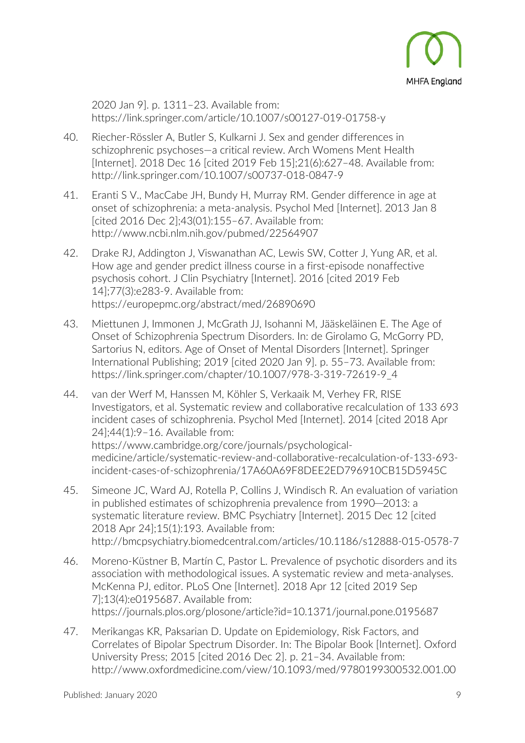2020 Jan 9]. p. 1311–23. Available from: https://link.springer.com/article/10.1007/s00127-019-01758-y

40. Riecher-Rössler A, Butler S, Kulkarni J. Sex and gender differences in schizophrenic psychoses—a critical review. Arch Womens Ment Health [Internet]. 2018 Dec 16 [cited 2019 Feb 15];21(6):627–48. Available from: http://link.springer.com/10.1007/s00737-018-0847-9

41. Eranti S V., MacCabe JH, Bundy H, Murray RM. Gender difference in age at onset of schizophrenia: a meta-analysis. Psychol Med [Internet]. 2013 Jan 8 [cited 2016 Dec 2];43(01):155–67. Available from: http://www.ncbi.nlm.nih.gov/pubmed/22564907

42. Drake RJ, Addington J, Viswanathan AC, Lewis SW, Cotter J, Yung AR, et al. How age and gender predict illness course in a first-episode nonaffective psychosis cohort. J Clin Psychiatry [Internet]. 2016 [cited 2019 Feb 14];77(3):e283-9. Available from: https://europepmc.org/abstract/med/26890690

43. Miettunen J, Immonen J, McGrath JJ, Isohanni M, Jääskeläinen E. The Age of Onset of Schizophrenia Spectrum Disorders. In: de Girolamo G, McGorry PD, Sartorius N, editors. Age of Onset of Mental Disorders [Internet]. Springer International Publishing; 2019 [cited 2020 Jan 9]. p. 55–73. Available from: https://link.springer.com/chapter/10.1007/978-3-319-72619-9_4

44. van der Werf M, Hanssen M, Köhler S, Verkaaik M, Verhey FR, RISE Investigators, et al. Systematic review and collaborative recalculation of 133 693 incident cases of schizophrenia. Psychol Med [Internet]. 2014 [cited 2018 Apr 24];44(1):9–16. Available from: https://www.cambridge.org/core/journals/psychological-medicine/article/systematic-review-and-collaborative-recalculation-of-133-693-incident-cases-of-schizophrenia/17A60A69F8DEE2ED796910CB15D5945C

45. Simeone JC, Ward AJ, Rotella P, Collins J, Windisch R. An evaluation of variation in published estimates of schizophrenia prevalence from 1990─2013: a systematic literature review. BMC Psychiatry [Internet]. 2015 Dec 12 [cited 2018 Apr 24];15(1):193. Available from: http://bmcpsychiatry.biomedcentral.com/articles/10.1186/s12888-015-0578-7

46. Moreno-Küstner B, Martín C, Pastor L. Prevalence of psychotic disorders and its association with methodological issues. A systematic review and meta-analyses. McKenna PJ, editor. PLoS One [Internet]. 2018 Apr 12 [cited 2019 Sep 7];13(4):e0195687. Available from: https://journals.plos.org/plosone/article?id=10.1371/journal.pone.0195687

47. Merikangas KR, Paksarian D. Update on Epidemiology, Risk Factors, and Correlates of Bipolar Spectrum Disorder. In: The Bipolar Book [Internet]. Oxford University Press; 2015 [cited 2016 Dec 2]. p. 21–34. Available from: http://www.oxfordmedicine.com/view/10.1093/med/9780199300532.001.00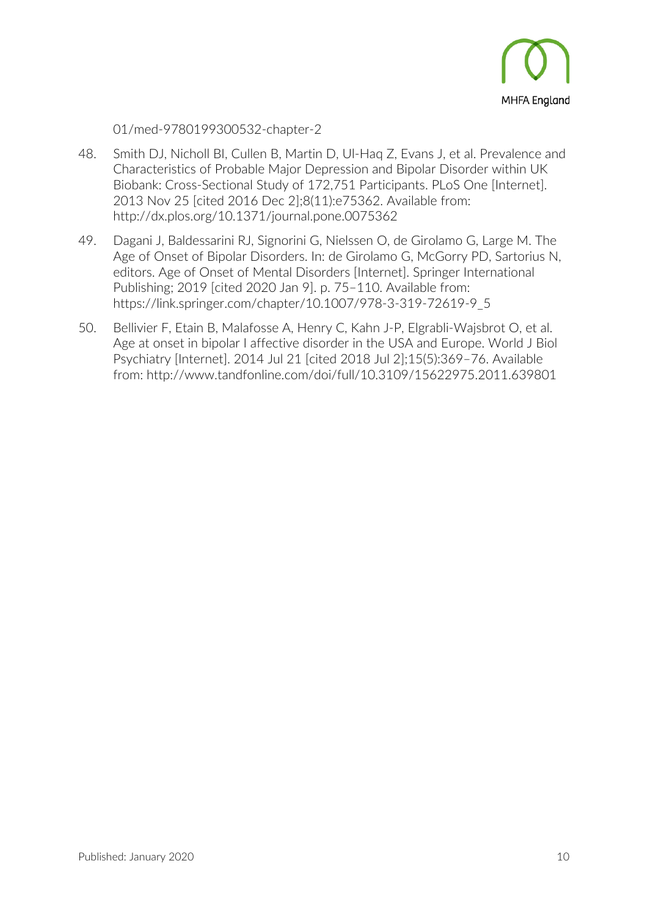01/med-9780199300532-chapter-2

48. Smith DJ, Nicholl BI, Cullen B, Martin D, Ul-Haq Z, Evans J, et al. Prevalence and Characteristics of Probable Major Depression and Bipolar Disorder within UK Biobank: Cross-Sectional Study of 172,751 Participants. PLoS One [Internet]. 2013 Nov 25 [cited 2016 Dec 2];8(11):e75362. Available from: http://dx.plos.org/10.1371/journal.pone.0075362

49. Dagani J, Baldessarini RJ, Signorini G, Nielssen O, de Girolamo G, Large M. The Age of Onset of Bipolar Disorders. In: de Girolamo G, McGorry PD, Sartorius N, editors. Age of Onset of Mental Disorders [Internet]. Springer International Publishing; 2019 [cited 2020 Jan 9]. p. 75–110. Available from: https://link.springer.com/chapter/10.1007/978-3-319-72619-9_5

50. Bellivier F, Etain B, Malafosse A, Henry C, Kahn J-P, Elgrabli-Wajsbrot O, et al. Age at onset in bipolar I affective disorder in the USA and Europe. World J Biol Psychiatry [Internet]. 2014 Jul 21 [cited 2018 Jul 2];15(5):369–76. Available from: http://www.tandfonline.com/doi/full/10.3109/15622975.2011.639801

Published: January 2020